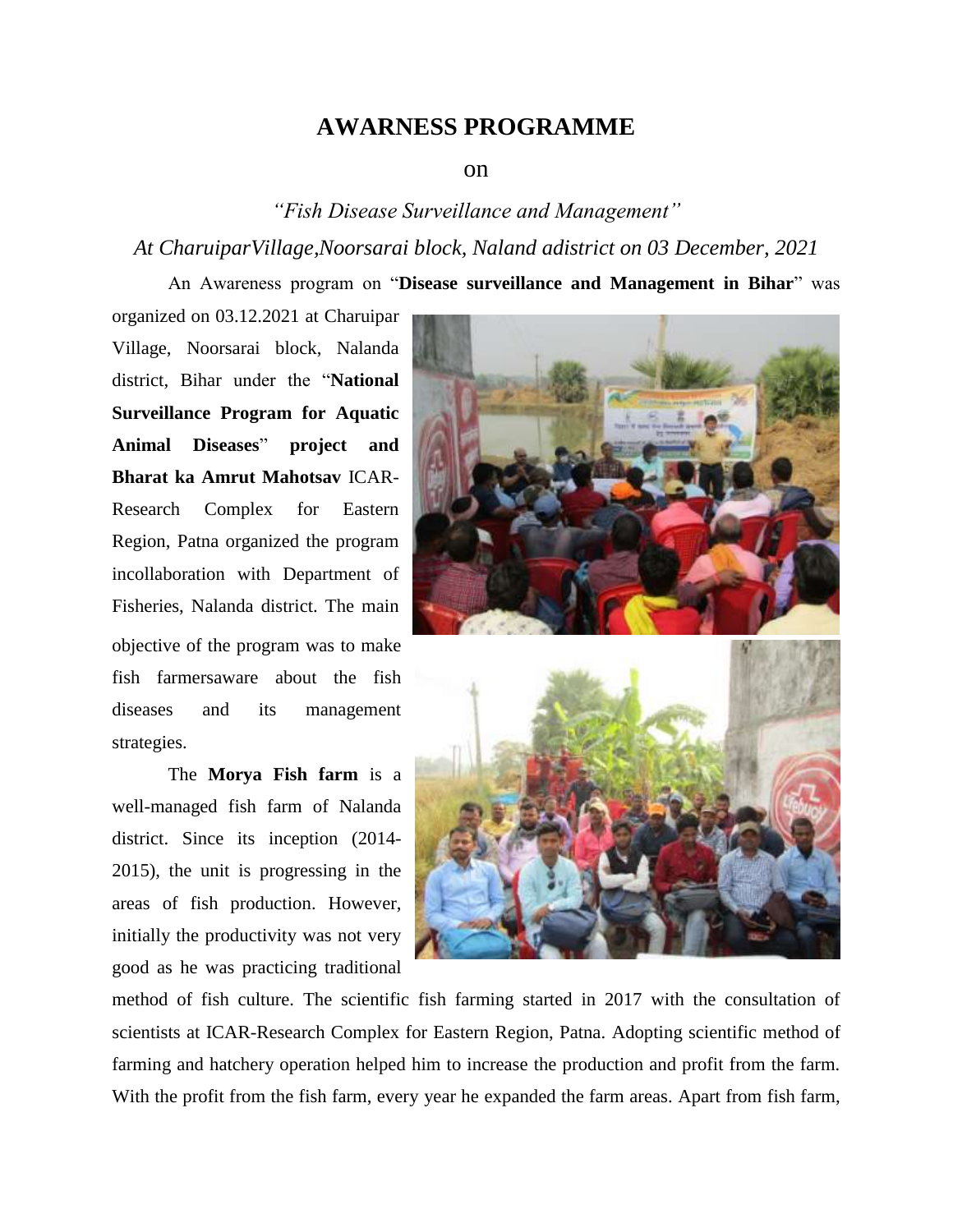# AWARNESS PROGRAMME

on

*"Fish Disease Surveillance and Management"*

*At CharuiparVillage,Noorsarai block, Naland adistrict on 03 December, 2021*

An Awareness program on "**Disease surveillance and Management in Bihar**" was organized on 03.12.2021 at Charuipar Village, Noorsarai block, Nalanda district, Bihar under the "**National Surveillance Program for Aquatic Animal Diseases**" **project and Bharat ka Amrut Mahotsav** ICAR-Research Complex for Eastern Region, Patna organized the program incollaboration with Department of Fisheries, Nalanda district. The main objective of the program was to make fish farmersaware about the fish diseases and its management strategies.

The **Morya Fish farm** is a well-managed fish farm of Nalanda district. Since its inception (2014-2015), the unit is progressing in the areas of fish production. However, initially the productivity was not very good as he was practicing traditional method of fish culture. The scientific fish farming started in 2017 with the consultation of scientists at ICAR-Research Complex for Eastern Region, Patna. Adopting scientific method of farming and hatchery operation helped him to increase the production and profit from the farm. With the profit from the fish farm, every year he expanded the farm areas. Apart from fish farm,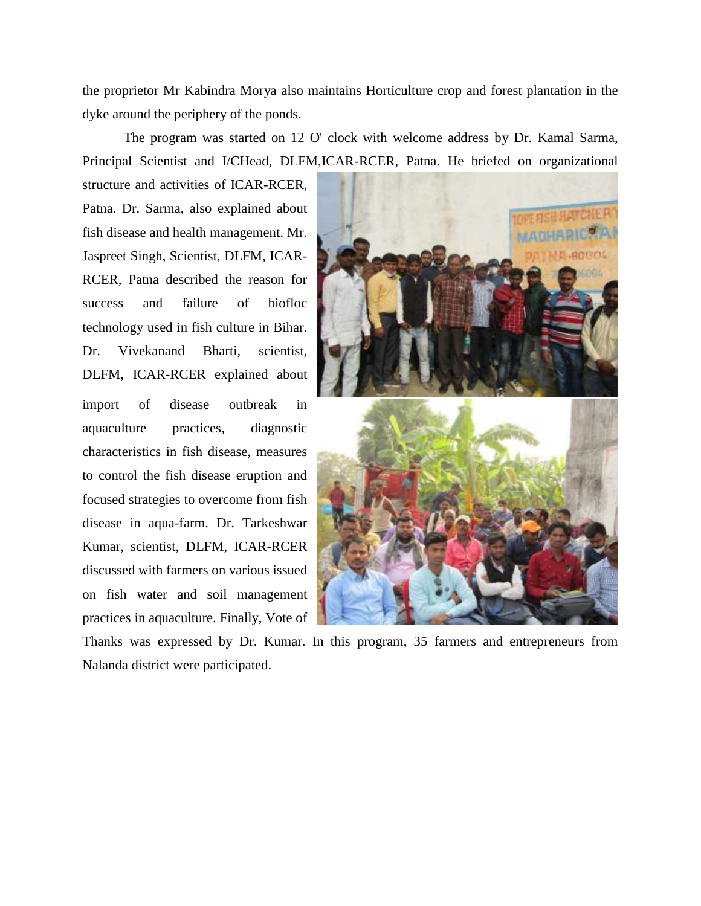the proprietor Mr Kabindra Morya also maintains Horticulture crop and forest plantation in the dyke around the periphery of the ponds.

The program was started on 12 O' clock with welcome address by Dr. Kamal Sarma, Principal Scientist and I/CHead, DLFM,ICAR-RCER, Patna. He briefed on organizational structure and activities of ICAR-RCER, Patna. Dr. Sarma, also explained about fish disease and health management. Mr. Jaspreet Singh, Scientist, DLFM, ICAR-RCER, Patna described the reason for success and failure of biofloc technology used in fish culture in Bihar. Dr. Vivekanand Bharti, scientist, DLFM, ICAR-RCER explained about import of disease outbreak in aquaculture practices, diagnostic characteristics in fish disease, measures to control the fish disease eruption and focused strategies to overcome from fish disease in aqua-farm. Dr. Tarkeshwar Kumar, scientist, DLFM, ICAR-RCER discussed with farmers on various issued on fish water and soil management practices in aquaculture. Finally, Vote of Thanks was expressed by Dr. Kumar. In this program, 35 farmers and entrepreneurs from Nalanda district were participated.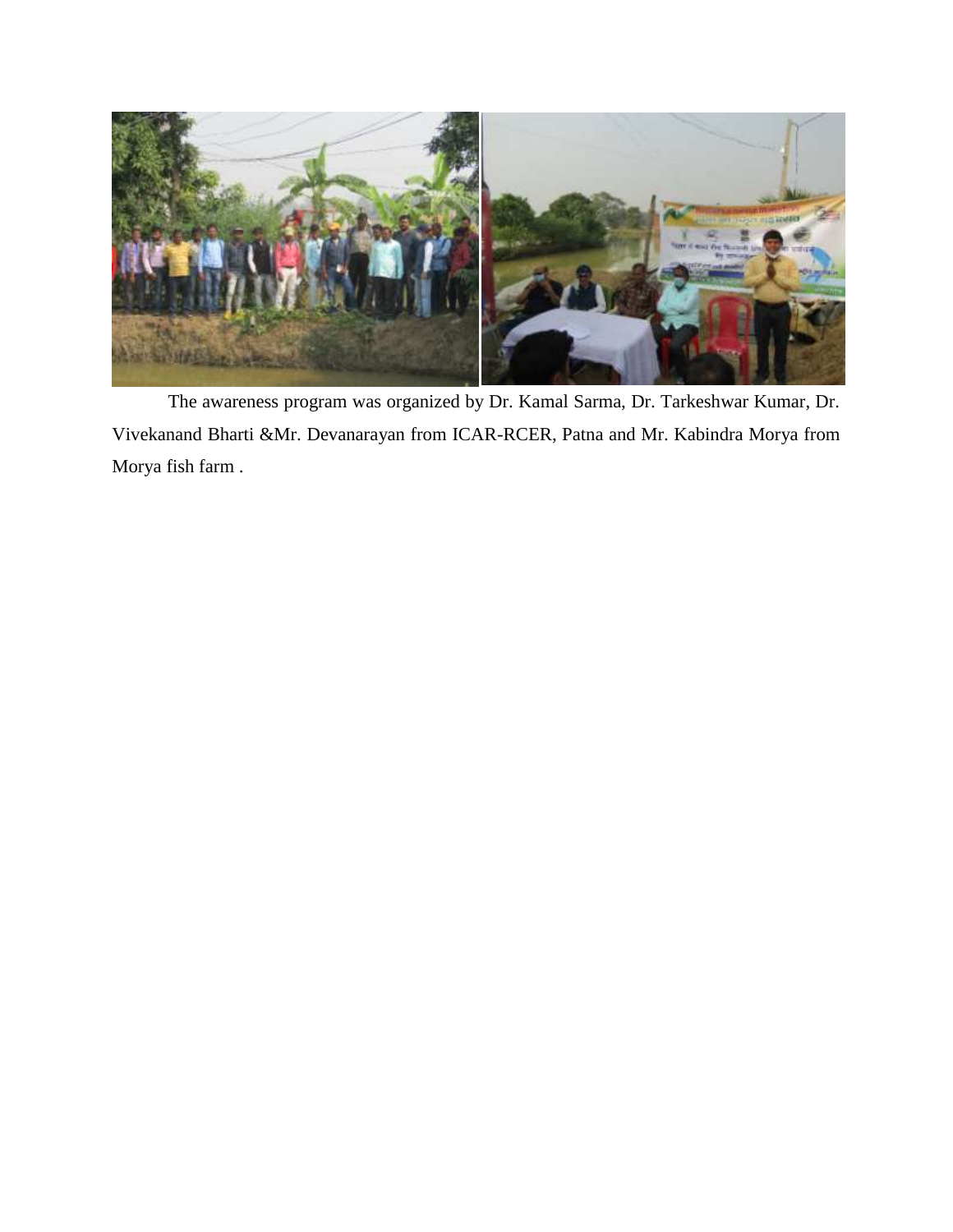The awareness program was organized by Dr. Kamal Sarma, Dr. Tarkeshwar Kumar, Dr. Vivekanand Bharti &Mr. Devanarayan from ICAR-RCER, Patna and Mr. Kabindra Morya from Morya fish farm .